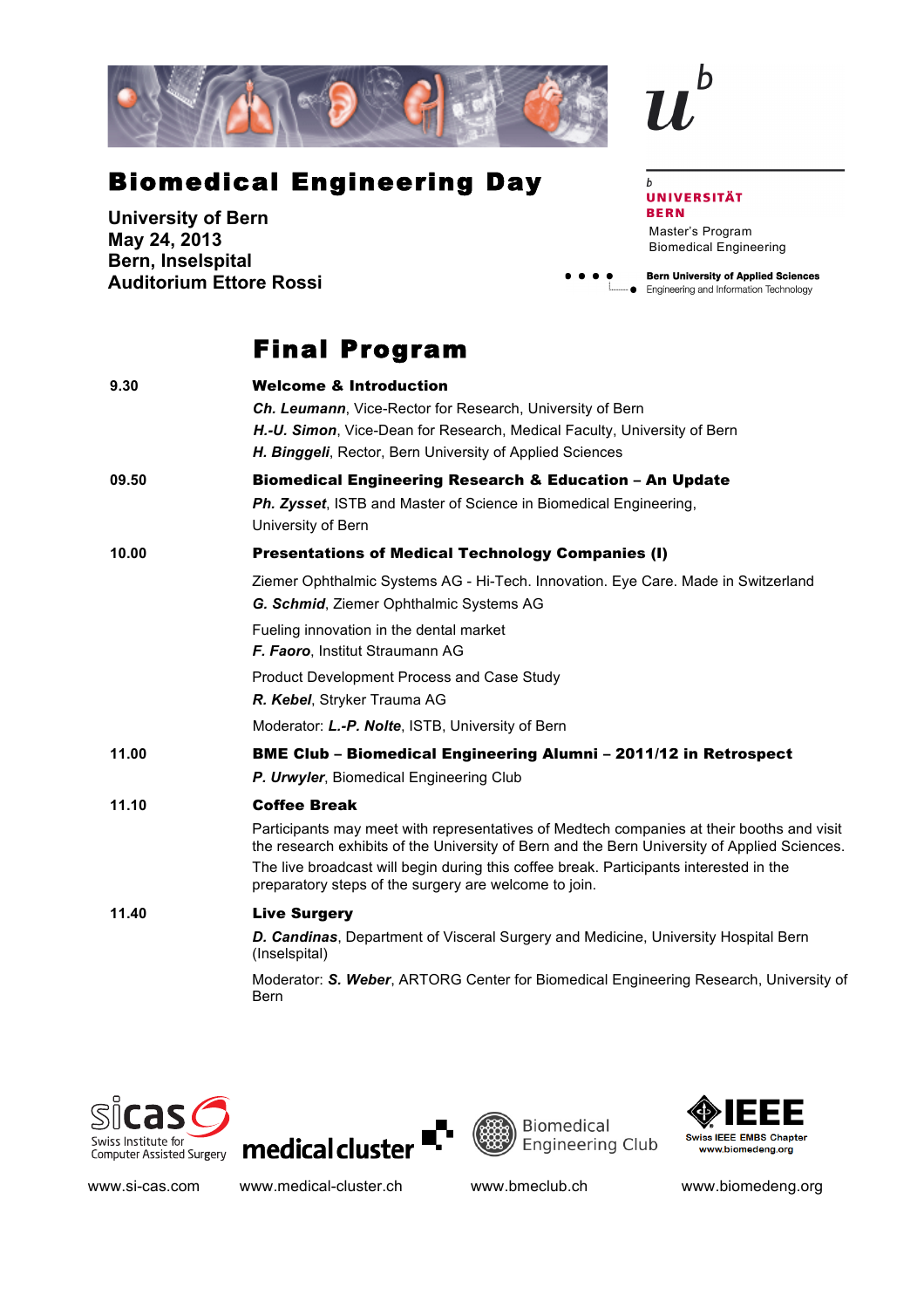# Biomedical Engineering Day

**University of Bern**
**May 24, 2013**
**Bern, Inselspital**
**Auditorium Ettore Rossi**

UNIVERSITÄT BERN
Master's Program
Biomedical Engineering

**Bern University of Applied Sciences**
Engineering and Information Technology

## Final Program

**9.30** — **Welcome & Introduction**

***Ch. Leumann***, Vice-Rector for Research, University of Bern
***H.-U. Simon***, Vice-Dean for Research, Medical Faculty, University of Bern
***H. Binggeli***, Rector, Bern University of Applied Sciences

**09.50** — **Biomedical Engineering Research & Education – An Update**

***Ph. Zysset***, ISTB and Master of Science in Biomedical Engineering, University of Bern

**10.00** — **Presentations of Medical Technology Companies (I)**

Ziemer Ophthalmic Systems AG - Hi-Tech. Innovation. Eye Care. Made in Switzerland
***G. Schmid***, Ziemer Ophthalmic Systems AG

Fueling innovation in the dental market
***F. Faoro***, Institut Straumann AG

Product Development Process and Case Study
***R. Kebel***, Stryker Trauma AG

Moderator: ***L.-P. Nolte***, ISTB, University of Bern

**11.00** — **BME Club – Biomedical Engineering Alumni – 2011/12 in Retrospect**

***P. Urwyler***, Biomedical Engineering Club

**11.10** — **Coffee Break**

Participants may meet with representatives of Medtech companies at their booths and visit the research exhibits of the University of Bern and the Bern University of Applied Sciences. The live broadcast will begin during this coffee break. Participants interested in the preparatory steps of the surgery are welcome to join.

**11.40** — **Live Surgery**

***D. Candinas***, Department of Visceral Surgery and Medicine, University Hospital Bern (Inselspital)

Moderator: ***S. Weber***, ARTORG Center for Biomedical Engineering Research, University of Bern

sicas – Swiss Institute for Computer Assisted Surgery — www.si-cas.com
medical cluster — www.medical-cluster.ch
Biomedical Engineering Club — www.bmeclub.ch
IEEE Swiss IEEE EMBS Chapter — www.biomedeng.org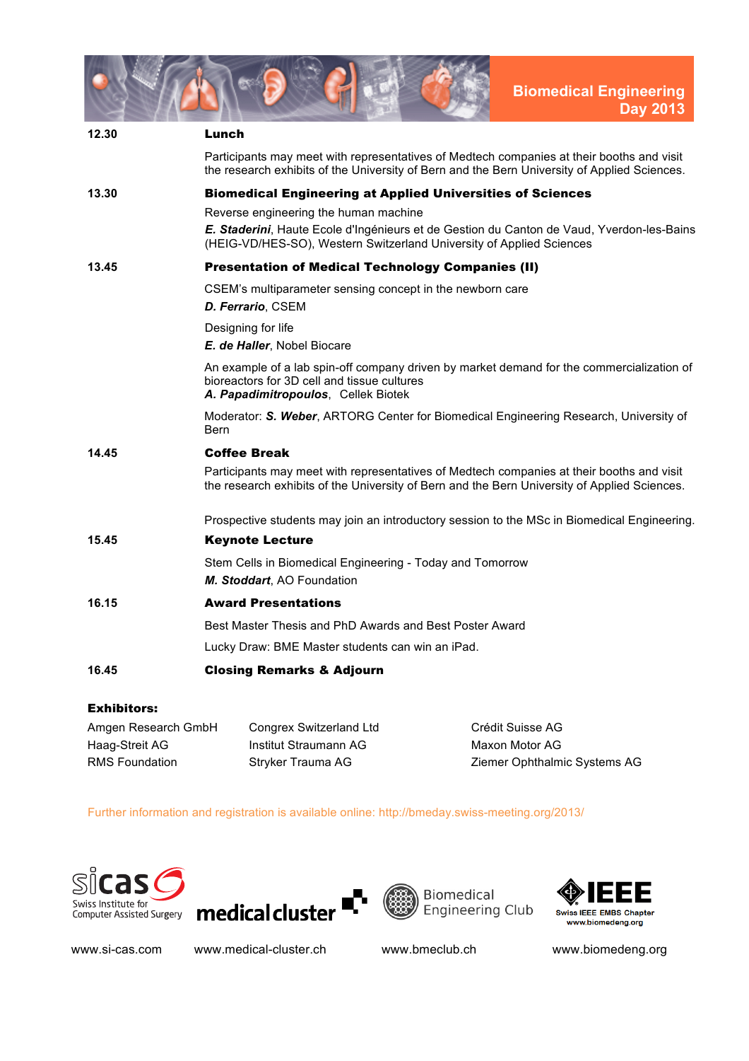**Biomedical Engineering Day 2013**

| | |
|---|---|
| **12.30** | **Lunch** |
| | Participants may meet with representatives of Medtech companies at their booths and visit the research exhibits of the University of Bern and the Bern University of Applied Sciences. |
| **13.30** | **Biomedical Engineering at Applied Universities of Sciences** |
| | Reverse engineering the human machine<br>***E. Staderini***, Haute Ecole d'Ingénieurs et de Gestion du Canton de Vaud, Yverdon-les-Bains (HEIG-VD/HES-SO), Western Switzerland University of Applied Sciences |
| **13.45** | **Presentation of Medical Technology Companies (II)** |
| | CSEM's multiparameter sensing concept in the newborn care<br>***D. Ferrario***, CSEM |
| | Designing for life<br>***E. de Haller***, Nobel Biocare |
| | An example of a lab spin-off company driven by market demand for the commercialization of bioreactors for 3D cell and tissue cultures<br>***A. Papadimitropoulos***, Cellek Biotek |
| | Moderator: ***S. Weber***, ARTORG Center for Biomedical Engineering Research, University of Bern |
| **14.45** | **Coffee Break** |
| | Participants may meet with representatives of Medtech companies at their booths and visit the research exhibits of the University of Bern and the Bern University of Applied Sciences.<br><br>Prospective students may join an introductory session to the MSc in Biomedical Engineering. |
| **15.45** | **Keynote Lecture** |
| | Stem Cells in Biomedical Engineering - Today and Tomorrow<br>***M. Stoddart***, AO Foundation |
| **16.15** | **Award Presentations** |
| | Best Master Thesis and PhD Awards and Best Poster Award |
| | Lucky Draw: BME Master students can win an iPad. |
| **16.45** | **Closing Remarks & Adjourn** |

**Exhibitors:**

| | | |
|---|---|---|
| Amgen Research GmbH | Congrex Switzerland Ltd | Crédit Suisse AG |
| Haag-Streit AG | Institut Straumann AG | Maxon Motor AG |
| RMS Foundation | Stryker Trauma AG | Ziemer Ophthalmic Systems AG |

Further information and registration is available online: http://bmeday.swiss-meeting.org/2013/

sicas – Swiss Institute for Computer Assisted Surgery | medical cluster | Biomedical Engineering Club | IEEE Swiss IEEE EMBS Chapter www.biomedeng.org

www.si-cas.com | www.medical-cluster.ch | www.bmeclub.ch | www.biomedeng.org